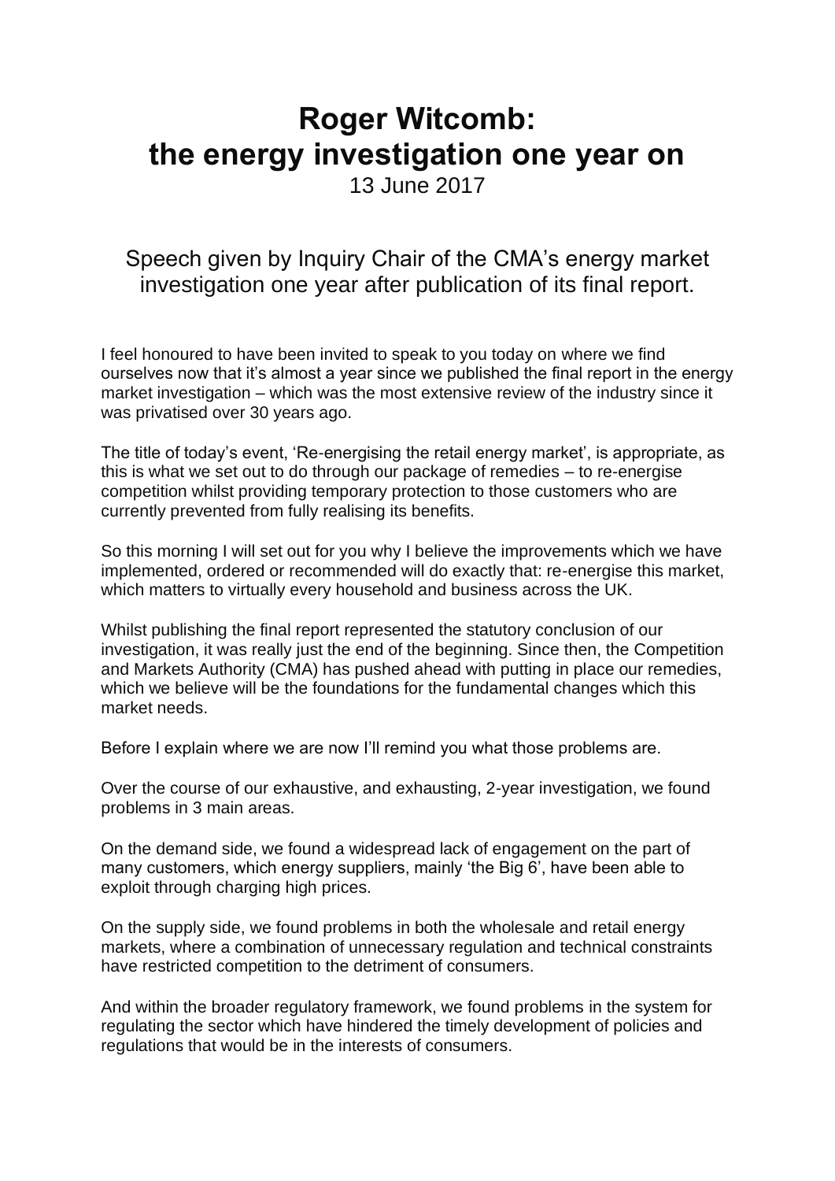# Roger Witcomb: the energy investigation one year on

13 June 2017

## Speech given by Inquiry Chair of the CMA's energy market investigation one year after publication of its final report.

I feel honoured to have been invited to speak to you today on where we find ourselves now that it's almost a year since we published the final report in the energy market investigation – which was the most extensive review of the industry since it was privatised over 30 years ago.

The title of today's event, 'Re-energising the retail energy market', is appropriate, as this is what we set out to do through our package of remedies – to re-energise competition whilst providing temporary protection to those customers who are currently prevented from fully realising its benefits.

So this morning I will set out for you why I believe the improvements which we have implemented, ordered or recommended will do exactly that: re-energise this market, which matters to virtually every household and business across the UK.

Whilst publishing the final report represented the statutory conclusion of our investigation, it was really just the end of the beginning. Since then, the Competition and Markets Authority (CMA) has pushed ahead with putting in place our remedies, which we believe will be the foundations for the fundamental changes which this market needs.

Before I explain where we are now I'll remind you what those problems are.

Over the course of our exhaustive, and exhausting, 2-year investigation, we found problems in 3 main areas.

On the demand side, we found a widespread lack of engagement on the part of many customers, which energy suppliers, mainly 'the Big 6', have been able to exploit through charging high prices.

On the supply side, we found problems in both the wholesale and retail energy markets, where a combination of unnecessary regulation and technical constraints have restricted competition to the detriment of consumers.

And within the broader regulatory framework, we found problems in the system for regulating the sector which have hindered the timely development of policies and regulations that would be in the interests of consumers.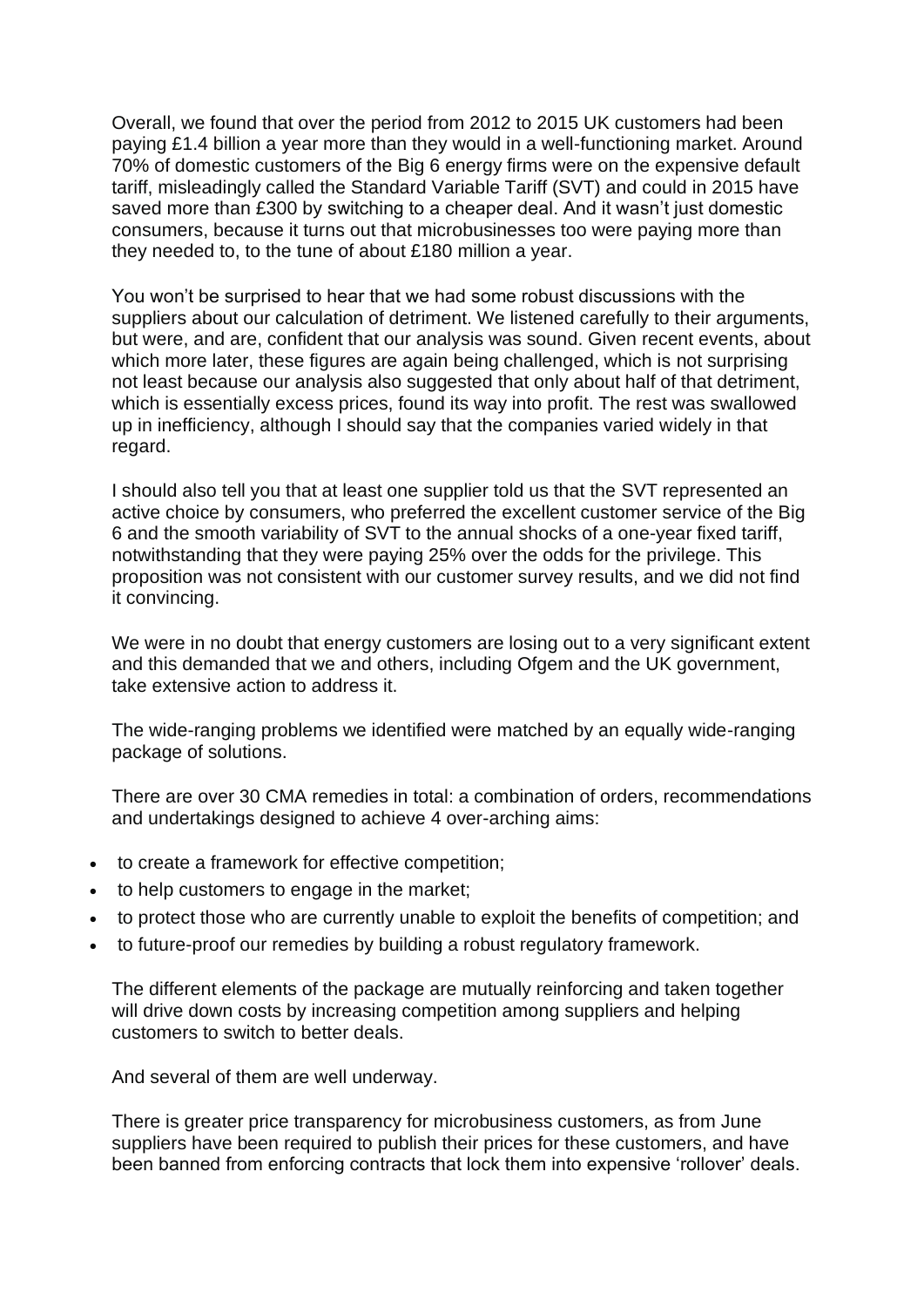Overall, we found that over the period from 2012 to 2015 UK customers had been paying £1.4 billion a year more than they would in a well-functioning market. Around 70% of domestic customers of the Big 6 energy firms were on the expensive default tariff, misleadingly called the Standard Variable Tariff (SVT) and could in 2015 have saved more than £300 by switching to a cheaper deal. And it wasn't just domestic consumers, because it turns out that microbusinesses too were paying more than they needed to, to the tune of about £180 million a year.

You won't be surprised to hear that we had some robust discussions with the suppliers about our calculation of detriment. We listened carefully to their arguments, but were, and are, confident that our analysis was sound. Given recent events, about which more later, these figures are again being challenged, which is not surprising not least because our analysis also suggested that only about half of that detriment, which is essentially excess prices, found its way into profit. The rest was swallowed up in inefficiency, although I should say that the companies varied widely in that regard.

I should also tell you that at least one supplier told us that the SVT represented an active choice by consumers, who preferred the excellent customer service of the Big 6 and the smooth variability of SVT to the annual shocks of a one-year fixed tariff, notwithstanding that they were paying 25% over the odds for the privilege. This proposition was not consistent with our customer survey results, and we did not find it convincing.

We were in no doubt that energy customers are losing out to a very significant extent and this demanded that we and others, including Ofgem and the UK government, take extensive action to address it.

The wide-ranging problems we identified were matched by an equally wide-ranging package of solutions.

There are over 30 CMA remedies in total: a combination of orders, recommendations and undertakings designed to achieve 4 over-arching aims:

- to create a framework for effective competition;
- to help customers to engage in the market;
- to protect those who are currently unable to exploit the benefits of competition; and
- to future-proof our remedies by building a robust regulatory framework.

The different elements of the package are mutually reinforcing and taken together will drive down costs by increasing competition among suppliers and helping customers to switch to better deals.

And several of them are well underway.

There is greater price transparency for microbusiness customers, as from June suppliers have been required to publish their prices for these customers, and have been banned from enforcing contracts that lock them into expensive 'rollover' deals.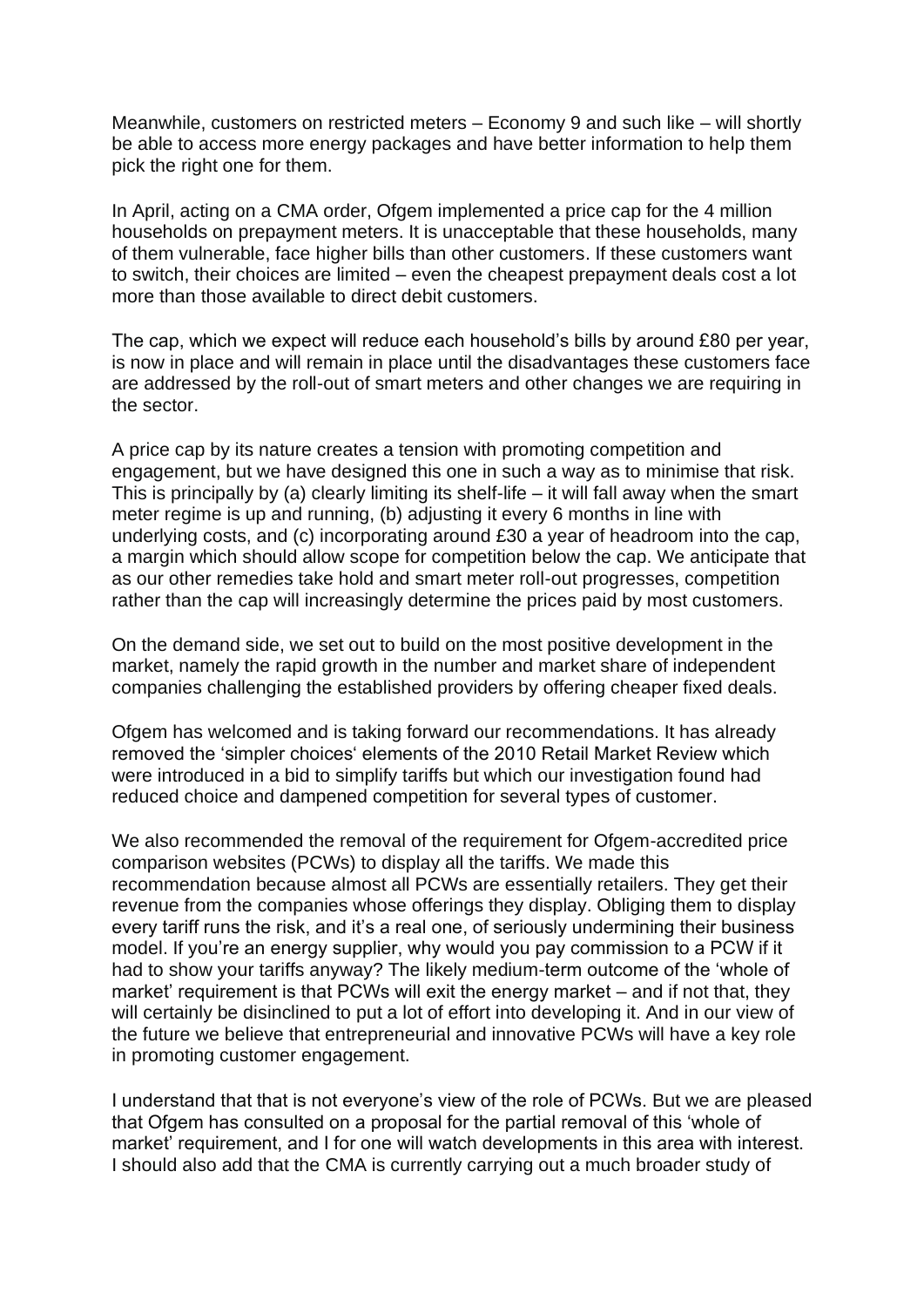Meanwhile, customers on restricted meters – Economy 9 and such like – will shortly be able to access more energy packages and have better information to help them pick the right one for them.

In April, acting on a CMA order, Ofgem implemented a price cap for the 4 million households on prepayment meters. It is unacceptable that these households, many of them vulnerable, face higher bills than other customers. If these customers want to switch, their choices are limited – even the cheapest prepayment deals cost a lot more than those available to direct debit customers.

The cap, which we expect will reduce each household's bills by around £80 per year, is now in place and will remain in place until the disadvantages these customers face are addressed by the roll-out of smart meters and other changes we are requiring in the sector.

A price cap by its nature creates a tension with promoting competition and engagement, but we have designed this one in such a way as to minimise that risk. This is principally by (a) clearly limiting its shelf-life – it will fall away when the smart meter regime is up and running, (b) adjusting it every 6 months in line with underlying costs, and (c) incorporating around £30 a year of headroom into the cap, a margin which should allow scope for competition below the cap. We anticipate that as our other remedies take hold and smart meter roll-out progresses, competition rather than the cap will increasingly determine the prices paid by most customers.

On the demand side, we set out to build on the most positive development in the market, namely the rapid growth in the number and market share of independent companies challenging the established providers by offering cheaper fixed deals.

Ofgem has welcomed and is taking forward our recommendations. It has already removed the 'simpler choices' elements of the 2010 Retail Market Review which were introduced in a bid to simplify tariffs but which our investigation found had reduced choice and dampened competition for several types of customer.

We also recommended the removal of the requirement for Ofgem-accredited price comparison websites (PCWs) to display all the tariffs. We made this recommendation because almost all PCWs are essentially retailers. They get their revenue from the companies whose offerings they display. Obliging them to display every tariff runs the risk, and it's a real one, of seriously undermining their business model. If you're an energy supplier, why would you pay commission to a PCW if it had to show your tariffs anyway? The likely medium-term outcome of the 'whole of market' requirement is that PCWs will exit the energy market – and if not that, they will certainly be disinclined to put a lot of effort into developing it. And in our view of the future we believe that entrepreneurial and innovative PCWs will have a key role in promoting customer engagement.

I understand that that is not everyone's view of the role of PCWs. But we are pleased that Ofgem has consulted on a proposal for the partial removal of this 'whole of market' requirement, and I for one will watch developments in this area with interest. I should also add that the CMA is currently carrying out a much broader study of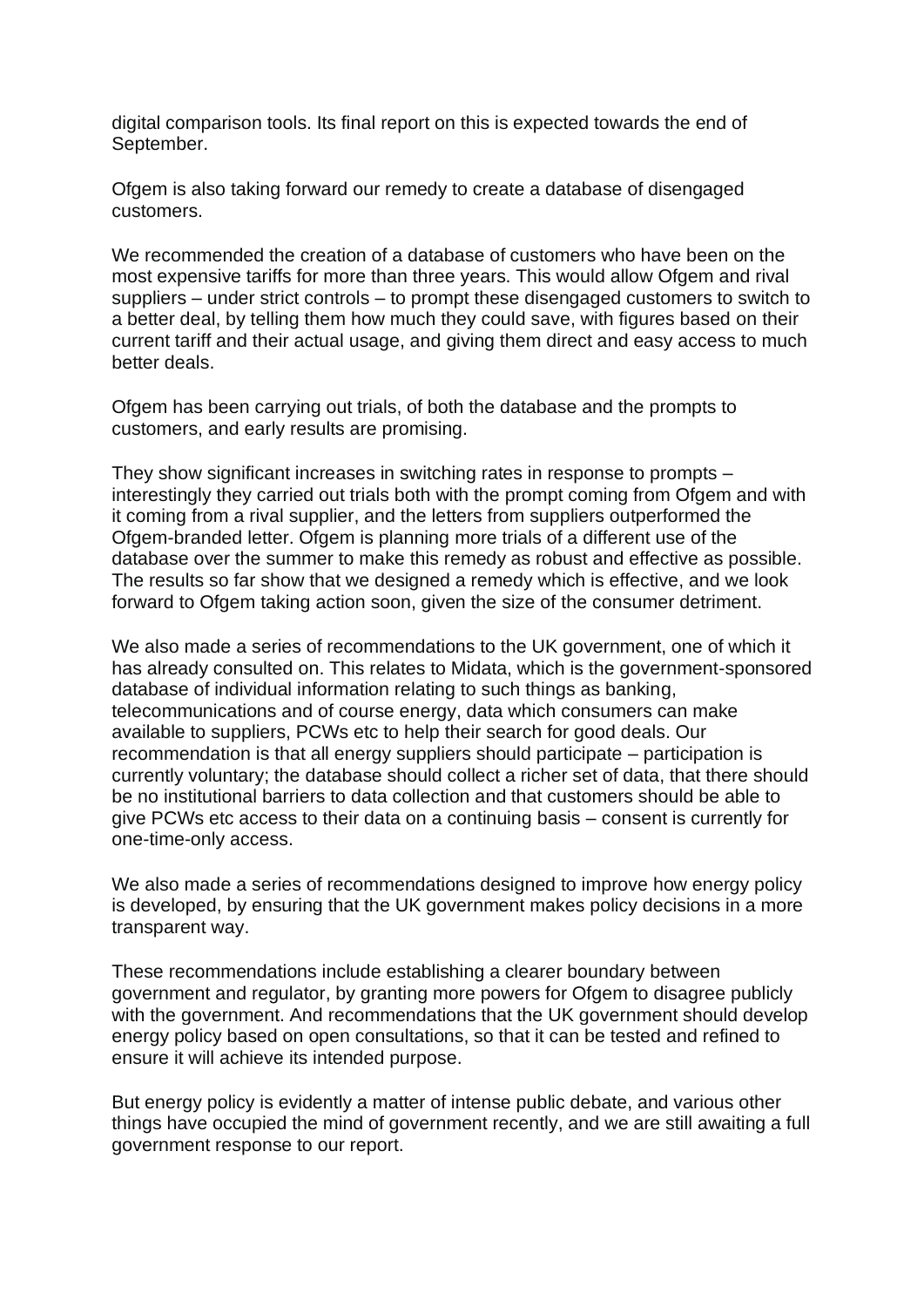digital comparison tools. Its final report on this is expected towards the end of September.

Ofgem is also taking forward our remedy to create a database of disengaged customers.

We recommended the creation of a database of customers who have been on the most expensive tariffs for more than three years. This would allow Ofgem and rival suppliers – under strict controls – to prompt these disengaged customers to switch to a better deal, by telling them how much they could save, with figures based on their current tariff and their actual usage, and giving them direct and easy access to much better deals.

Ofgem has been carrying out trials, of both the database and the prompts to customers, and early results are promising.

They show significant increases in switching rates in response to prompts – interestingly they carried out trials both with the prompt coming from Ofgem and with it coming from a rival supplier, and the letters from suppliers outperformed the Ofgem-branded letter. Ofgem is planning more trials of a different use of the database over the summer to make this remedy as robust and effective as possible. The results so far show that we designed a remedy which is effective, and we look forward to Ofgem taking action soon, given the size of the consumer detriment.

We also made a series of recommendations to the UK government, one of which it has already consulted on. This relates to Midata, which is the government-sponsored database of individual information relating to such things as banking, telecommunications and of course energy, data which consumers can make available to suppliers, PCWs etc to help their search for good deals. Our recommendation is that all energy suppliers should participate – participation is currently voluntary; the database should collect a richer set of data, that there should be no institutional barriers to data collection and that customers should be able to give PCWs etc access to their data on a continuing basis – consent is currently for one-time-only access.

We also made a series of recommendations designed to improve how energy policy is developed, by ensuring that the UK government makes policy decisions in a more transparent way.

These recommendations include establishing a clearer boundary between government and regulator, by granting more powers for Ofgem to disagree publicly with the government. And recommendations that the UK government should develop energy policy based on open consultations, so that it can be tested and refined to ensure it will achieve its intended purpose.

But energy policy is evidently a matter of intense public debate, and various other things have occupied the mind of government recently, and we are still awaiting a full government response to our report.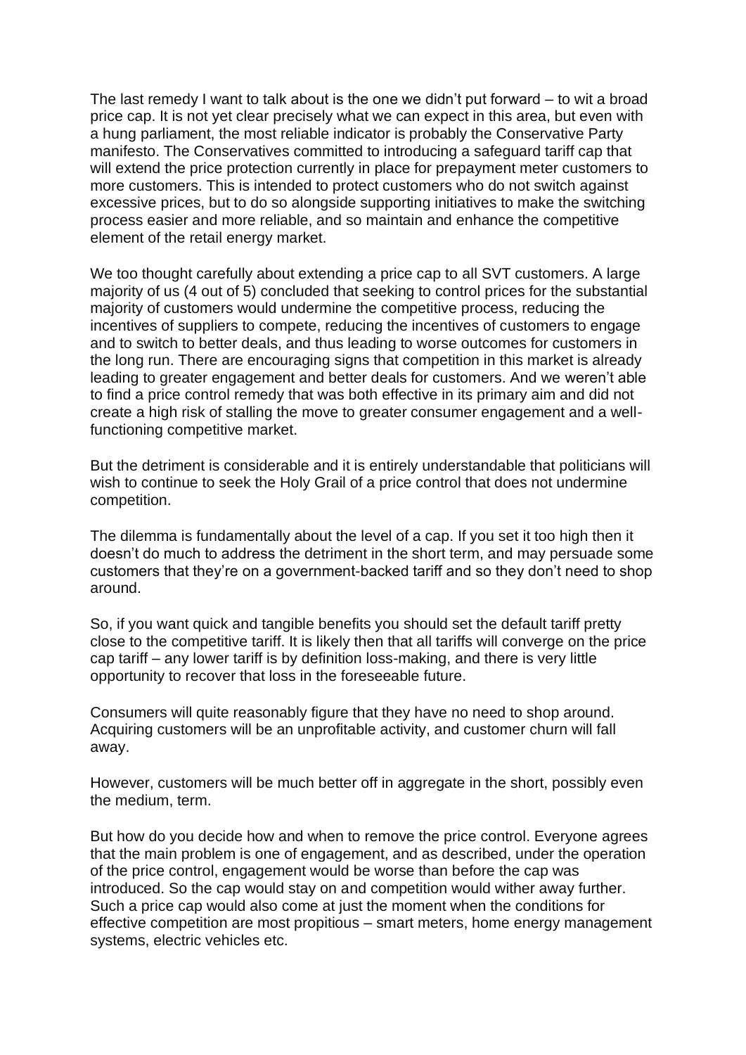The last remedy I want to talk about is the one we didn't put forward – to wit a broad price cap. It is not yet clear precisely what we can expect in this area, but even with a hung parliament, the most reliable indicator is probably the Conservative Party manifesto. The Conservatives committed to introducing a safeguard tariff cap that will extend the price protection currently in place for prepayment meter customers to more customers. This is intended to protect customers who do not switch against excessive prices, but to do so alongside supporting initiatives to make the switching process easier and more reliable, and so maintain and enhance the competitive element of the retail energy market.

We too thought carefully about extending a price cap to all SVT customers. A large majority of us (4 out of 5) concluded that seeking to control prices for the substantial majority of customers would undermine the competitive process, reducing the incentives of suppliers to compete, reducing the incentives of customers to engage and to switch to better deals, and thus leading to worse outcomes for customers in the long run. There are encouraging signs that competition in this market is already leading to greater engagement and better deals for customers. And we weren't able to find a price control remedy that was both effective in its primary aim and did not create a high risk of stalling the move to greater consumer engagement and a well-functioning competitive market.

But the detriment is considerable and it is entirely understandable that politicians will wish to continue to seek the Holy Grail of a price control that does not undermine competition.

The dilemma is fundamentally about the level of a cap. If you set it too high then it doesn't do much to address the detriment in the short term, and may persuade some customers that they're on a government-backed tariff and so they don't need to shop around.

So, if you want quick and tangible benefits you should set the default tariff pretty close to the competitive tariff. It is likely then that all tariffs will converge on the price cap tariff – any lower tariff is by definition loss-making, and there is very little opportunity to recover that loss in the foreseeable future.

Consumers will quite reasonably figure that they have no need to shop around. Acquiring customers will be an unprofitable activity, and customer churn will fall away.

However, customers will be much better off in aggregate in the short, possibly even the medium, term.

But how do you decide how and when to remove the price control. Everyone agrees that the main problem is one of engagement, and as described, under the operation of the price control, engagement would be worse than before the cap was introduced. So the cap would stay on and competition would wither away further. Such a price cap would also come at just the moment when the conditions for effective competition are most propitious – smart meters, home energy management systems, electric vehicles etc.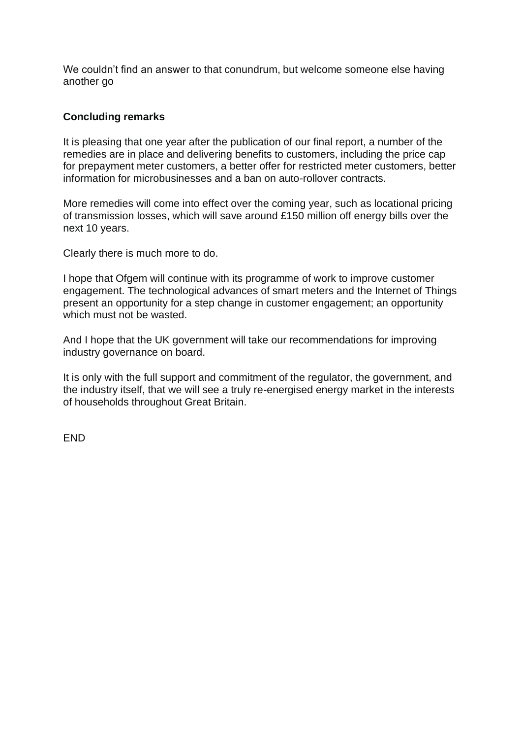We couldn’t find an answer to that conundrum, but welcome someone else having another go

**Concluding remarks**

It is pleasing that one year after the publication of our final report, a number of the remedies are in place and delivering benefits to customers, including the price cap for prepayment meter customers, a better offer for restricted meter customers, better information for microbusinesses and a ban on auto-rollover contracts.

More remedies will come into effect over the coming year, such as locational pricing of transmission losses, which will save around £150 million off energy bills over the next 10 years.

Clearly there is much more to do.

I hope that Ofgem will continue with its programme of work to improve customer engagement. The technological advances of smart meters and the Internet of Things present an opportunity for a step change in customer engagement; an opportunity which must not be wasted.

And I hope that the UK government will take our recommendations for improving industry governance on board.

It is only with the full support and commitment of the regulator, the government, and the industry itself, that we will see a truly re-energised energy market in the interests of households throughout Great Britain.

END